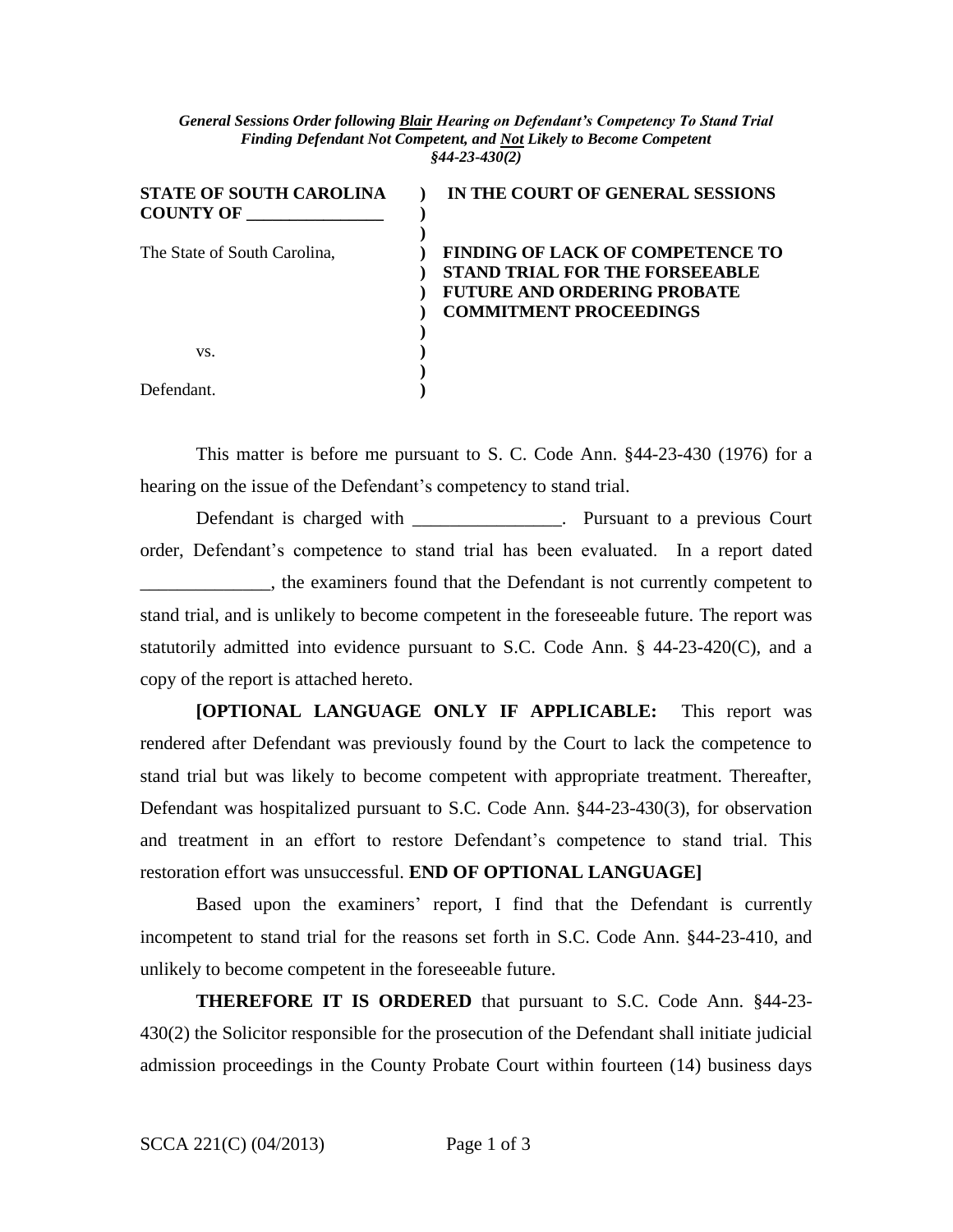*General Sessions Order following **Blair** Hearing on Defendant's Competency To Stand Trial*
*Finding Defendant Not Competent, and **Not** Likely to Become Competent*
*§44-23-430(2)*

| | | |
|---|---|---|
| **STATE OF SOUTH CAROLINA** | **)** | **IN THE COURT OF GENERAL SESSIONS** |
| **COUNTY OF ________________** | **)** | |
| | **)** | |
| The State of South Carolina, | **)** | **FINDING OF LACK OF COMPETENCE TO** |
| | **)** | **STAND TRIAL FOR THE FORSEEABLE** |
| | **)** | **FUTURE AND ORDERING PROBATE** |
| | **)** | **COMMITMENT PROCEEDINGS** |
| | **)** | |
| vs. | **)** | |
| | **)** | |
| Defendant. | **)** | |

This matter is before me pursuant to S. C. Code Ann. §44-23-430 (1976) for a hearing on the issue of the Defendant's competency to stand trial.

Defendant is charged with ________________. Pursuant to a previous Court order, Defendant's competence to stand trial has been evaluated. In a report dated ______________, the examiners found that the Defendant is not currently competent to stand trial, and is unlikely to become competent in the foreseeable future. The report was statutorily admitted into evidence pursuant to S.C. Code Ann. § 44-23-420(C), and a copy of the report is attached hereto.

**[OPTIONAL LANGUAGE ONLY IF APPLICABLE:** This report was rendered after Defendant was previously found by the Court to lack the competence to stand trial but was likely to become competent with appropriate treatment. Thereafter, Defendant was hospitalized pursuant to S.C. Code Ann. §44-23-430(3), for observation and treatment in an effort to restore Defendant's competence to stand trial. This restoration effort was unsuccessful. **END OF OPTIONAL LANGUAGE]**

Based upon the examiners' report, I find that the Defendant is currently incompetent to stand trial for the reasons set forth in S.C. Code Ann. §44-23-410, and unlikely to become competent in the foreseeable future.

**THEREFORE IT IS ORDERED** that pursuant to S.C. Code Ann. §44-23-430(2) the Solicitor responsible for the prosecution of the Defendant shall initiate judicial admission proceedings in the County Probate Court within fourteen (14) business days

SCCA 221(C) (04/2013)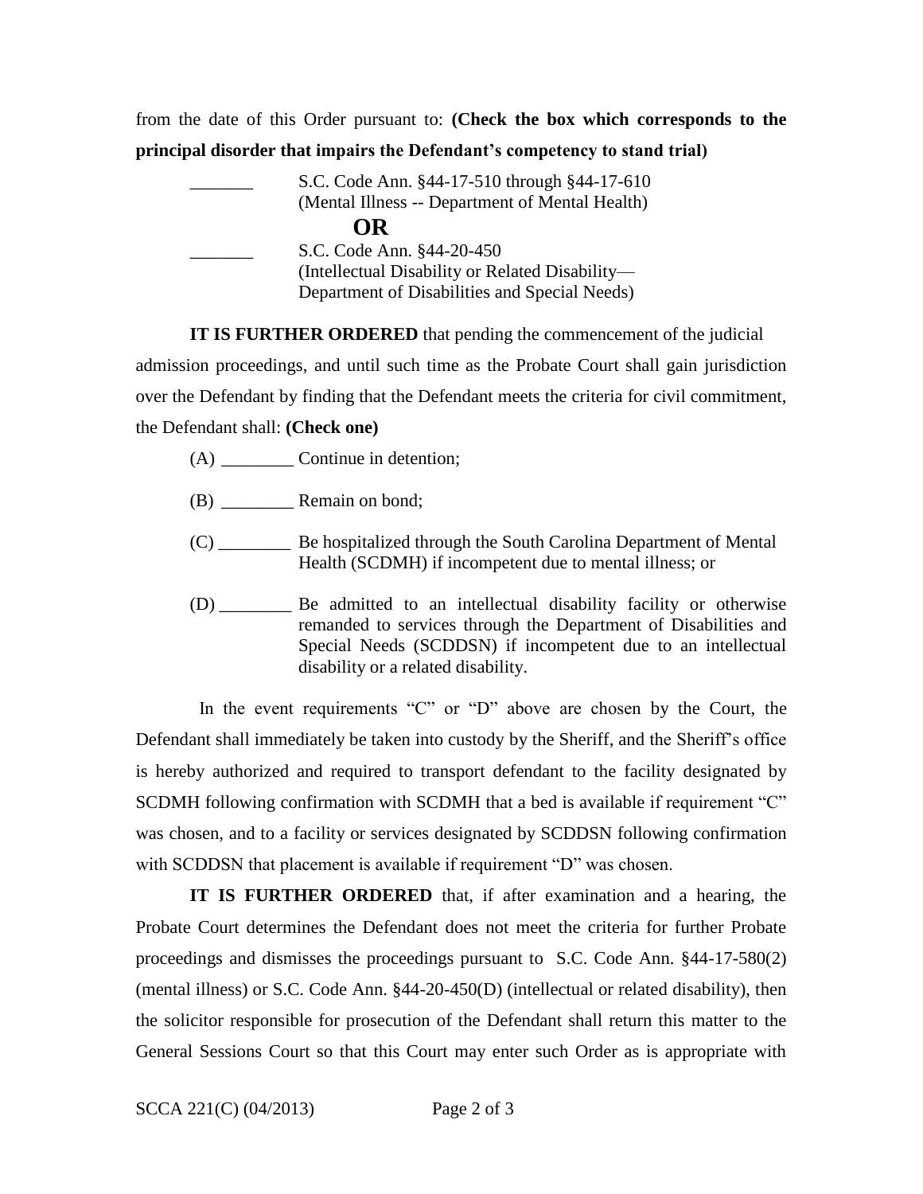from the date of this Order pursuant to: **(Check the box which corresponds to the principal disorder that impairs the Defendant's competency to stand trial)**

_______ S.C. Code Ann. §44-17-510 through §44-17-610
(Mental Illness -- Department of Mental Health)

**OR**

_______ S.C. Code Ann. §44-20-450
(Intellectual Disability or Related Disability—
Department of Disabilities and Special Needs)

**IT IS FURTHER ORDERED** that pending the commencement of the judicial admission proceedings, and until such time as the Probate Court shall gain jurisdiction over the Defendant by finding that the Defendant meets the criteria for civil commitment, the Defendant shall: **(Check one)**

(A) ________ Continue in detention;

(B) ________ Remain on bond;

(C) ________ Be hospitalized through the South Carolina Department of Mental Health (SCDMH) if incompetent due to mental illness; or

(D) ________ Be admitted to an intellectual disability facility or otherwise remanded to services through the Department of Disabilities and Special Needs (SCDDSN) if incompetent due to an intellectual disability or a related disability.

In the event requirements "C" or "D" above are chosen by the Court, the Defendant shall immediately be taken into custody by the Sheriff, and the Sheriff's office is hereby authorized and required to transport defendant to the facility designated by SCDMH following confirmation with SCDMH that a bed is available if requirement "C" was chosen, and to a facility or services designated by SCDDSN following confirmation with SCDDSN that placement is available if requirement "D" was chosen.

**IT IS FURTHER ORDERED** that, if after examination and a hearing, the Probate Court determines the Defendant does not meet the criteria for further Probate proceedings and dismisses the proceedings pursuant to S.C. Code Ann. §44-17-580(2) (mental illness) or S.C. Code Ann. §44-20-450(D) (intellectual or related disability), then the solicitor responsible for prosecution of the Defendant shall return this matter to the General Sessions Court so that this Court may enter such Order as is appropriate with

SCCA 221(C) (04/2013)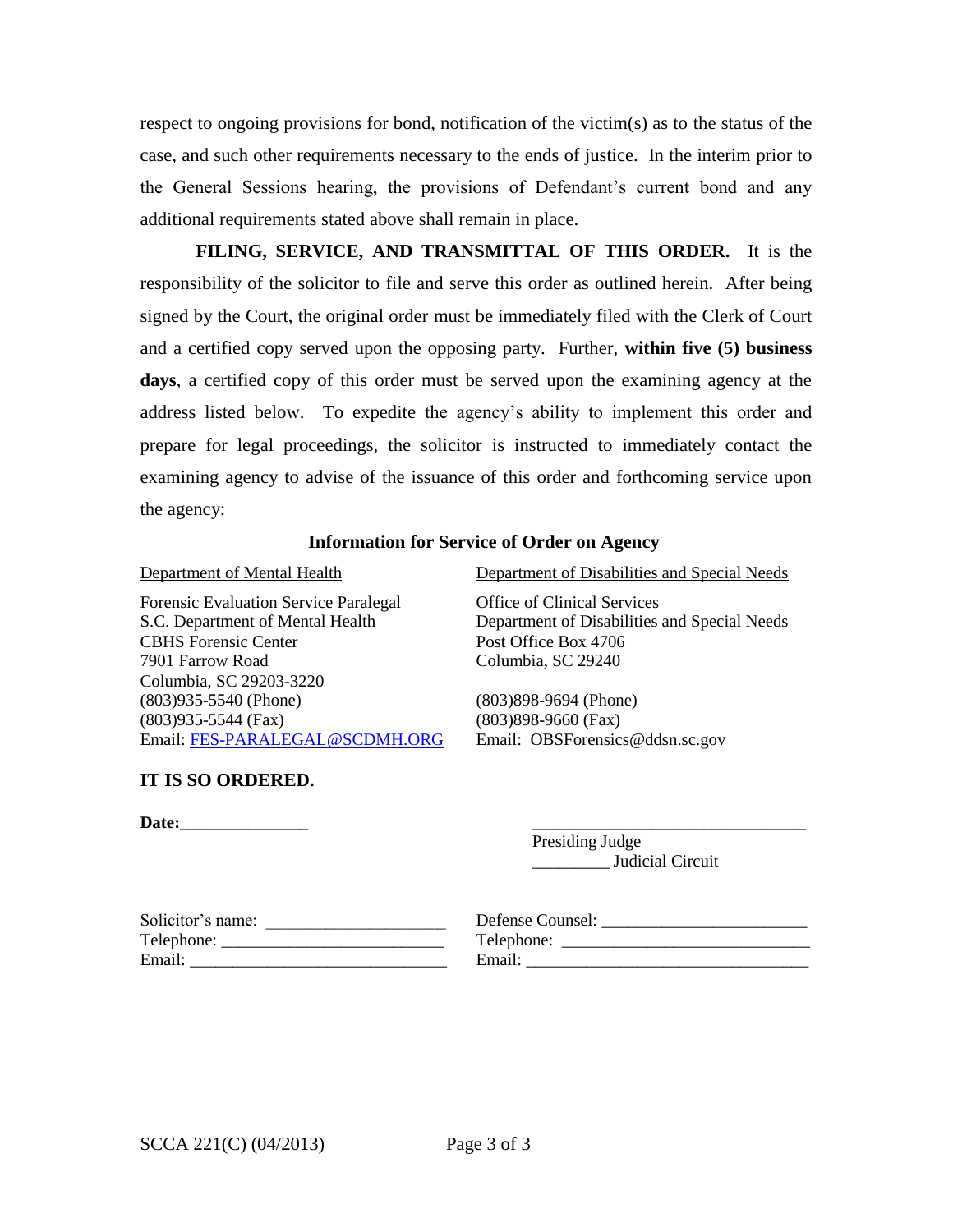respect to ongoing provisions for bond, notification of the victim(s) as to the status of the case, and such other requirements necessary to the ends of justice. In the interim prior to the General Sessions hearing, the provisions of Defendant's current bond and any additional requirements stated above shall remain in place.

**FILING, SERVICE, AND TRANSMITTAL OF THIS ORDER.** It is the responsibility of the solicitor to file and serve this order as outlined herein. After being signed by the Court, the original order must be immediately filed with the Clerk of Court and a certified copy served upon the opposing party. Further, **within five (5) business days**, a certified copy of this order must be served upon the examining agency at the address listed below. To expedite the agency's ability to implement this order and prepare for legal proceedings, the solicitor is instructed to immediately contact the examining agency to advise of the issuance of this order and forthcoming service upon the agency:

**Information for Service of Order on Agency**

Department of Mental Health

Forensic Evaluation Service Paralegal
S.C. Department of Mental Health
CBHS Forensic Center
7901 Farrow Road
Columbia, SC 29203-3220
(803)935-5540 (Phone)
(803)935-5544 (Fax)
Email: FES-PARALEGAL@SCDMH.ORG

Department of Disabilities and Special Needs

Office of Clinical Services
Department of Disabilities and Special Needs
Post Office Box 4706
Columbia, SC 29240

(803)898-9694 (Phone)
(803)898-9660 (Fax)
Email: OBSForensics@ddsn.sc.gov

**IT IS SO ORDERED.**

**Date:_______________**

_________________________________
Presiding Judge
_________ Judicial Circuit

Solicitor's name: _____________________
Telephone: __________________________
Email: ______________________________

Defense Counsel: ________________________
Telephone: _____________________________
Email: _________________________________

SCCA 221(C) (04/2013)